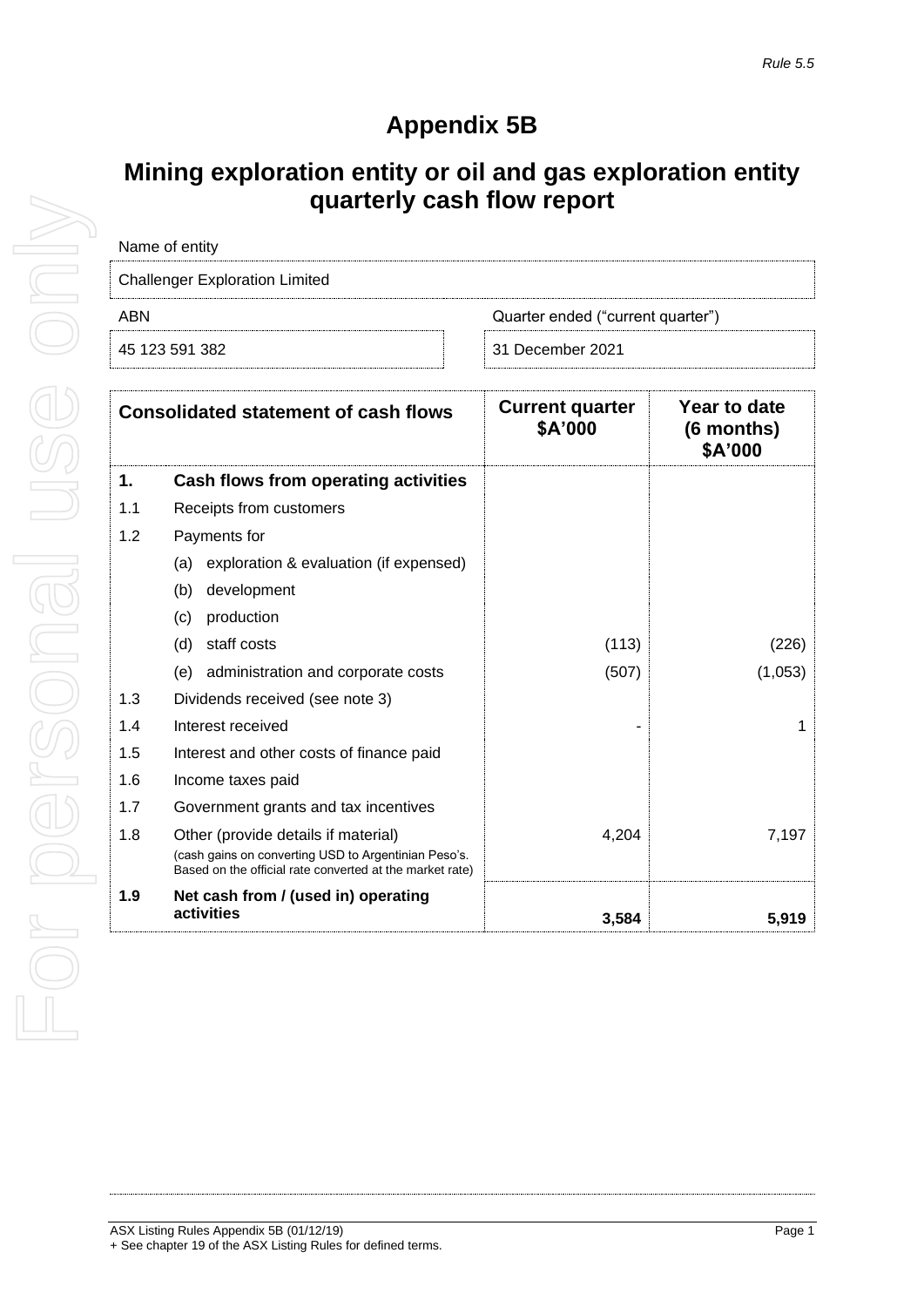*Rule 5.5*

# Appendix 5B

## Mining exploration entity or oil and gas exploration entity quarterly cash flow report

| Name of entity | |
|---|---|
| Challenger Exploration Limited | |
| **ABN** | **Quarter ended ("current quarter")** |
| 45 123 591 382 | 31 December 2021 |

| | Consolidated statement of cash flows | Current quarter $A'000 | Year to date (6 months) $A'000 |
|---|---|---|---|
| **1.** | **Cash flows from operating activities** | | |
| 1.1 | Receipts from customers | | |
| 1.2 | Payments for | | |
| | (a) exploration & evaluation (if expensed) | | |
| | (b) development | | |
| | (c) production | | |
| | (d) staff costs | (113) | (226) |
| | (e) administration and corporate costs | (507) | (1,053) |
| 1.3 | Dividends received (see note 3) | | |
| 1.4 | Interest received | - | 1 |
| 1.5 | Interest and other costs of finance paid | | |
| 1.6 | Income taxes paid | | |
| 1.7 | Government grants and tax incentives | | |
| 1.8 | Other (provide details if material) (cash gains on converting USD to Argentinian Peso's. Based on the official rate converted at the market rate) | 4,204 | 7,197 |
| **1.9** | **Net cash from / (used in) operating activities** | **3,584** | **5,919** |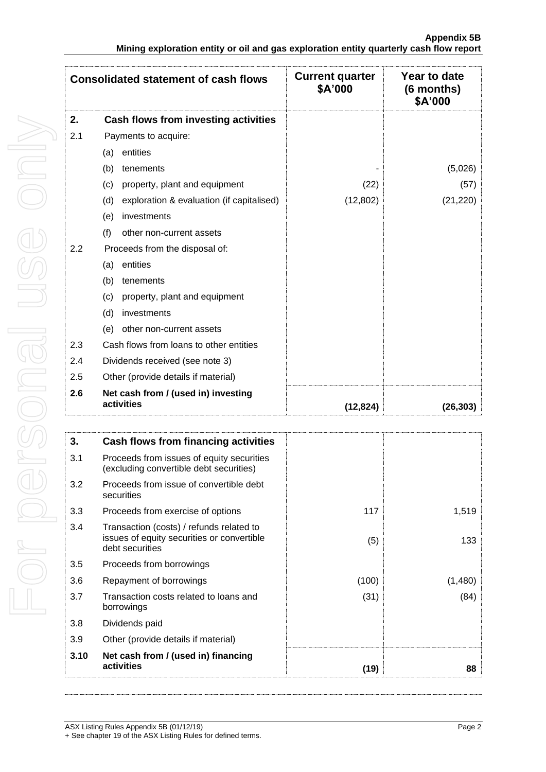| Consolidated statement of cash flows | | Current quarter $A'000 | Year to date (6 months) $A'000 |
|---|---|---|---|
| **2.** | **Cash flows from investing activities** | | |
| 2.1 | Payments to acquire: | | |
| | (a) entities | | |
| | (b) tenements | - | (5,026) |
| | (c) property, plant and equipment | (22) | (57) |
| | (d) exploration & evaluation (if capitalised) | (12,802) | (21,220) |
| | (e) investments | | |
| | (f) other non-current assets | | |
| 2.2 | Proceeds from the disposal of: | | |
| | (a) entities | | |
| | (b) tenements | | |
| | (c) property, plant and equipment | | |
| | (d) investments | | |
| | (e) other non-current assets | | |
| 2.3 | Cash flows from loans to other entities | | |
| 2.4 | Dividends received (see note 3) | | |
| 2.5 | Other (provide details if material) | | |
| **2.6** | **Net cash from / (used in) investing activities** | **(12,824)** | **(26,303)** |

| | | | |
|---|---|---|---|
| **3.** | **Cash flows from financing activities** | | |
| 3.1 | Proceeds from issues of equity securities (excluding convertible debt securities) | | |
| 3.2 | Proceeds from issue of convertible debt securities | | |
| 3.3 | Proceeds from exercise of options | 117 | 1,519 |
| 3.4 | Transaction (costs) / refunds related to issues of equity securities or convertible debt securities | (5) | 133 |
| 3.5 | Proceeds from borrowings | | |
| 3.6 | Repayment of borrowings | (100) | (1,480) |
| 3.7 | Transaction costs related to loans and borrowings | (31) | (84) |
| 3.8 | Dividends paid | | |
| 3.9 | Other (provide details if material) | | |
| **3.10** | **Net cash from / (used in) financing activities** | **(19)** | **88** |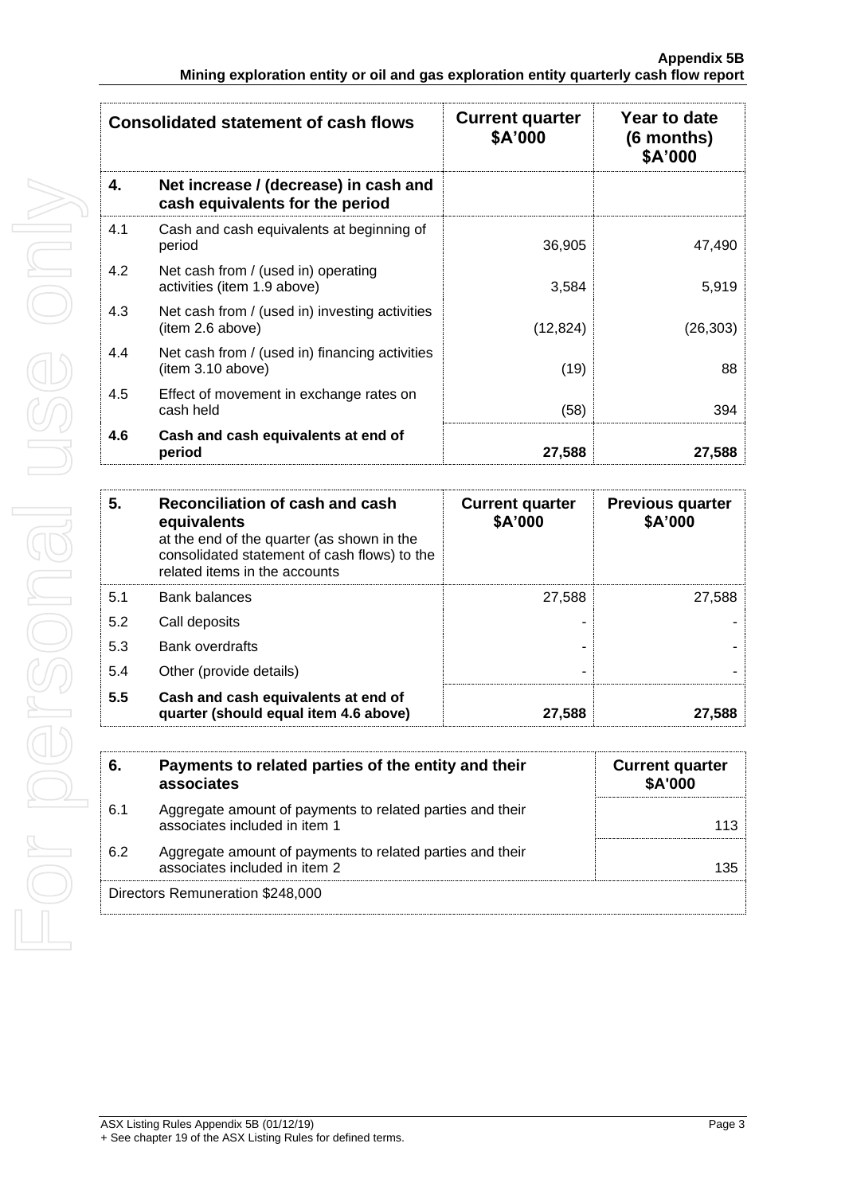| Consolidated statement of cash flows | | Current quarter $A'000 | Year to date (6 months) $A'000 |
|---|---|---|---|
| **4.** | **Net increase / (decrease) in cash and cash equivalents for the period** | | |
| 4.1 | Cash and cash equivalents at beginning of period | 36,905 | 47,490 |
| 4.2 | Net cash from / (used in) operating activities (item 1.9 above) | 3,584 | 5,919 |
| 4.3 | Net cash from / (used in) investing activities (item 2.6 above) | (12,824) | (26,303) |
| 4.4 | Net cash from / (used in) financing activities (item 3.10 above) | (19) | 88 |
| 4.5 | Effect of movement in exchange rates on cash held | (58) | 394 |
| **4.6** | **Cash and cash equivalents at end of period** | **27,588** | **27,588** |

| **5.** | **Reconciliation of cash and cash equivalents** at the end of the quarter (as shown in the consolidated statement of cash flows) to the related items in the accounts | Current quarter $A'000 | Previous quarter $A'000 |
|---|---|---|---|
| 5.1 | Bank balances | 27,588 | 27,588 |
| 5.2 | Call deposits | - | - |
| 5.3 | Bank overdrafts | - | - |
| 5.4 | Other (provide details) | - | - |
| **5.5** | **Cash and cash equivalents at end of quarter (should equal item 4.6 above)** | **27,588** | **27,588** |

| **6.** | **Payments to related parties of the entity and their associates** | Current quarter $A'000 |
|---|---|---|
| 6.1 | Aggregate amount of payments to related parties and their associates included in item 1 | 113 |
| 6.2 | Aggregate amount of payments to related parties and their associates included in item 2 | 135 |
| Directors Remuneration $248,000 | | |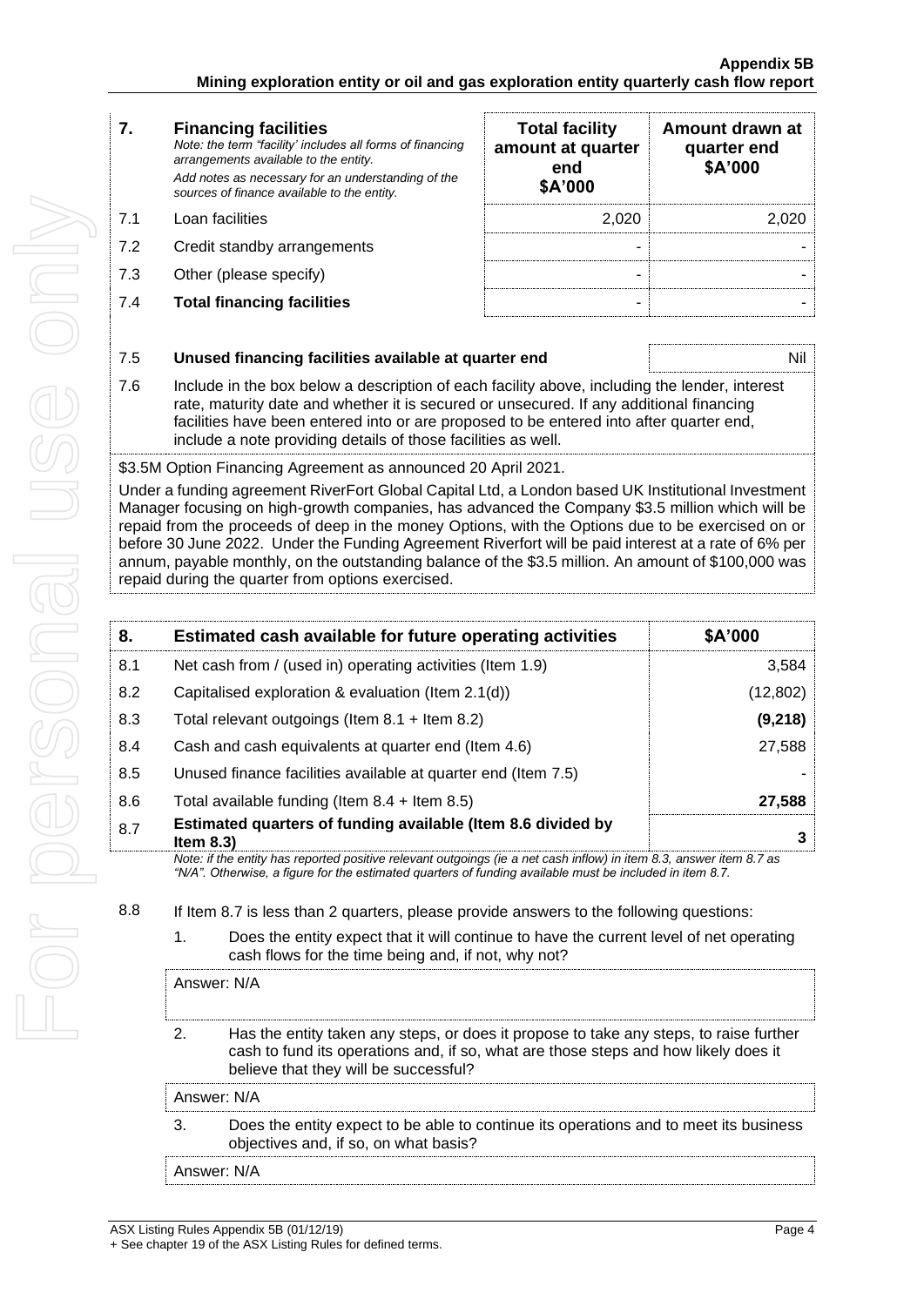| 7. | **Financing facilities** *Note: the term "facility' includes all forms of financing arrangements available to the entity.* *Add notes as necessary for an understanding of the sources of finance available to the entity.* | **Total facility amount at quarter end \$A'000** | **Amount drawn at quarter end \$A'000** |
|---|---|---|---|
| 7.1 | Loan facilities | 2,020 | 2,020 |
| 7.2 | Credit standby arrangements | - | - |
| 7.3 | Other (please specify) | - | - |
| 7.4 | **Total financing facilities** | - | - |

| 7.5 | **Unused financing facilities available at quarter end** | Nil |
|---|---|---|

7.6 Include in the box below a description of each facility above, including the lender, interest rate, maturity date and whether it is secured or unsecured. If any additional financing facilities have been entered into or are proposed to be entered into after quarter end, include a note providing details of those facilities as well.

\$3.5M Option Financing Agreement as announced 20 April 2021.

Under a funding agreement RiverFort Global Capital Ltd, a London based UK Institutional Investment Manager focusing on high-growth companies, has advanced the Company \$3.5 million which will be repaid from the proceeds of deep in the money Options, with the Options due to be exercised on or before 30 June 2022. Under the Funding Agreement Riverfort will be paid interest at a rate of 6% per annum, payable monthly, on the outstanding balance of the \$3.5 million. An amount of \$100,000 was repaid during the quarter from options exercised.

| 8. | **Estimated cash available for future operating activities** | **\$A'000** |
|---|---|---|
| 8.1 | Net cash from / (used in) operating activities (Item 1.9) | 3,584 |
| 8.2 | Capitalised exploration & evaluation (Item 2.1(d)) | (12,802) |
| 8.3 | Total relevant outgoings (Item 8.1 + Item 8.2) | **(9,218)** |
| 8.4 | Cash and cash equivalents at quarter end (Item 4.6) | 27,588 |
| 8.5 | Unused finance facilities available at quarter end (Item 7.5) | - |
| 8.6 | Total available funding (Item 8.4 + Item 8.5) | **27,588** |
| 8.7 | **Estimated quarters of funding available (Item 8.6 divided by Item 8.3)** | **3** |

*Note: if the entity has reported positive relevant outgoings (ie a net cash inflow) in item 8.3, answer item 8.7 as "N/A". Otherwise, a figure for the estimated quarters of funding available must be included in item 8.7.*

8.8 If Item 8.7 is less than 2 quarters, please provide answers to the following questions:

1. Does the entity expect that it will continue to have the current level of net operating cash flows for the time being and, if not, why not?

Answer: N/A

2. Has the entity taken any steps, or does it propose to take any steps, to raise further cash to fund its operations and, if so, what are those steps and how likely does it believe that they will be successful?

Answer: N/A

3. Does the entity expect to be able to continue its operations and to meet its business objectives and, if so, on what basis?

Answer: N/A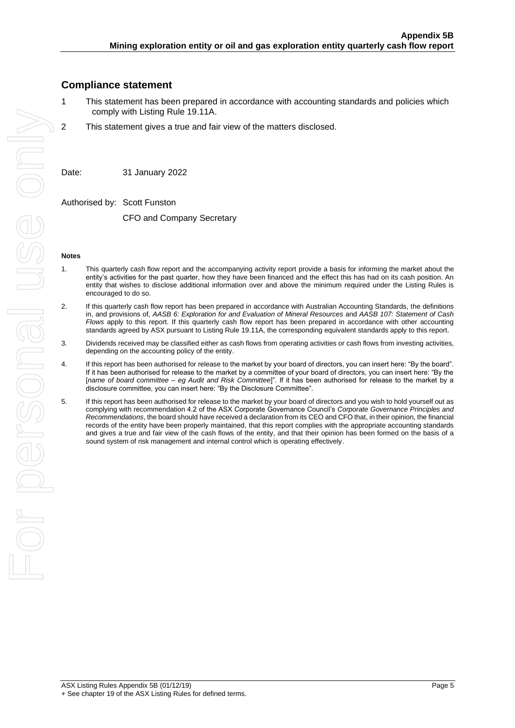## Compliance statement

1. This statement has been prepared in accordance with accounting standards and policies which comply with Listing Rule 19.11A.
2. This statement gives a true and fair view of the matters disclosed.

Date: 31 January 2022

Authorised by: Scott Funston

CFO and Company Secretary

**Notes**

1. This quarterly cash flow report and the accompanying activity report provide a basis for informing the market about the entity's activities for the past quarter, how they have been financed and the effect this has had on its cash position. An entity that wishes to disclose additional information over and above the minimum required under the Listing Rules is encouraged to do so.
2. If this quarterly cash flow report has been prepared in accordance with Australian Accounting Standards, the definitions in, and provisions of, *AASB 6: Exploration for and Evaluation of Mineral Resources* and *AASB 107: Statement of Cash Flows* apply to this report. If this quarterly cash flow report has been prepared in accordance with other accounting standards agreed by ASX pursuant to Listing Rule 19.11A, the corresponding equivalent standards apply to this report.
3. Dividends received may be classified either as cash flows from operating activities or cash flows from investing activities, depending on the accounting policy of the entity.
4. If this report has been authorised for release to the market by your board of directors, you can insert here: "By the board". If it has been authorised for release to the market by a committee of your board of directors, you can insert here: "By the [*name of board committee – eg Audit and Risk Committee*]". If it has been authorised for release to the market by a disclosure committee, you can insert here: "By the Disclosure Committee".
5. If this report has been authorised for release to the market by your board of directors and you wish to hold yourself out as complying with recommendation 4.2 of the ASX Corporate Governance Council's *Corporate Governance Principles and Recommendations*, the board should have received a declaration from its CEO and CFO that, in their opinion, the financial records of the entity have been properly maintained, that this report complies with the appropriate accounting standards and gives a true and fair view of the cash flows of the entity, and that their opinion has been formed on the basis of a sound system of risk management and internal control which is operating effectively.